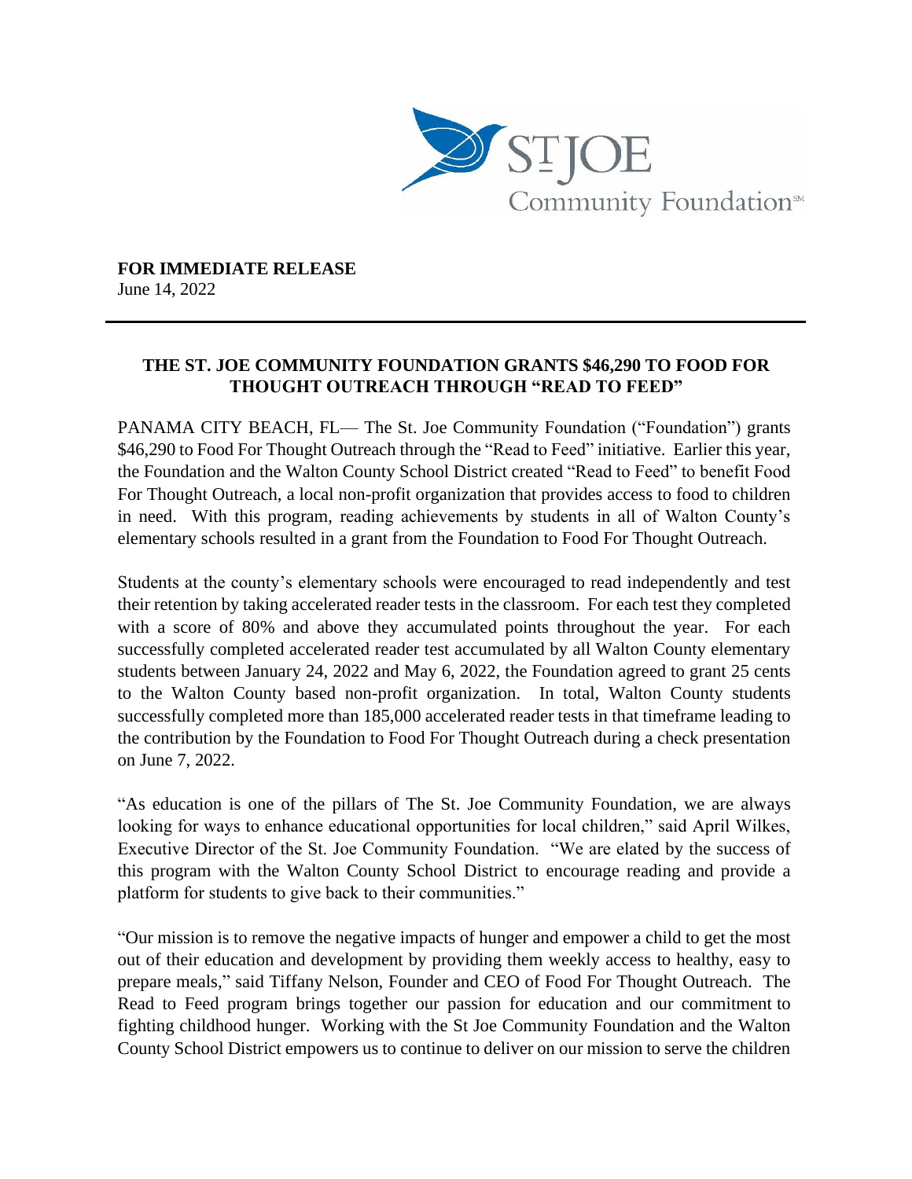**FOR IMMEDIATE RELEASE**
June 14, 2022

---

## THE ST. JOE COMMUNITY FOUNDATION GRANTS $46,290 TO FOOD FOR THOUGHT OUTREACH THROUGH "READ TO FEED"

PANAMA CITY BEACH, FL— The St. Joe Community Foundation ("Foundation") grants $46,290 to Food For Thought Outreach through the "Read to Feed" initiative. Earlier this year, the Foundation and the Walton County School District created "Read to Feed" to benefit Food For Thought Outreach, a local non-profit organization that provides access to food to children in need. With this program, reading achievements by students in all of Walton County's elementary schools resulted in a grant from the Foundation to Food For Thought Outreach.

Students at the county's elementary schools were encouraged to read independently and test their retention by taking accelerated reader tests in the classroom. For each test they completed with a score of 80% and above they accumulated points throughout the year. For each successfully completed accelerated reader test accumulated by all Walton County elementary students between January 24, 2022 and May 6, 2022, the Foundation agreed to grant 25 cents to the Walton County based non-profit organization. In total, Walton County students successfully completed more than 185,000 accelerated reader tests in that timeframe leading to the contribution by the Foundation to Food For Thought Outreach during a check presentation on June 7, 2022.

"As education is one of the pillars of The St. Joe Community Foundation, we are always looking for ways to enhance educational opportunities for local children," said April Wilkes, Executive Director of the St. Joe Community Foundation. "We are elated by the success of this program with the Walton County School District to encourage reading and provide a platform for students to give back to their communities."

"Our mission is to remove the negative impacts of hunger and empower a child to get the most out of their education and development by providing them weekly access to healthy, easy to prepare meals," said Tiffany Nelson, Founder and CEO of Food For Thought Outreach. The Read to Feed program brings together our passion for education and our commitment to fighting childhood hunger. Working with the St Joe Community Foundation and the Walton County School District empowers us to continue to deliver on our mission to serve the children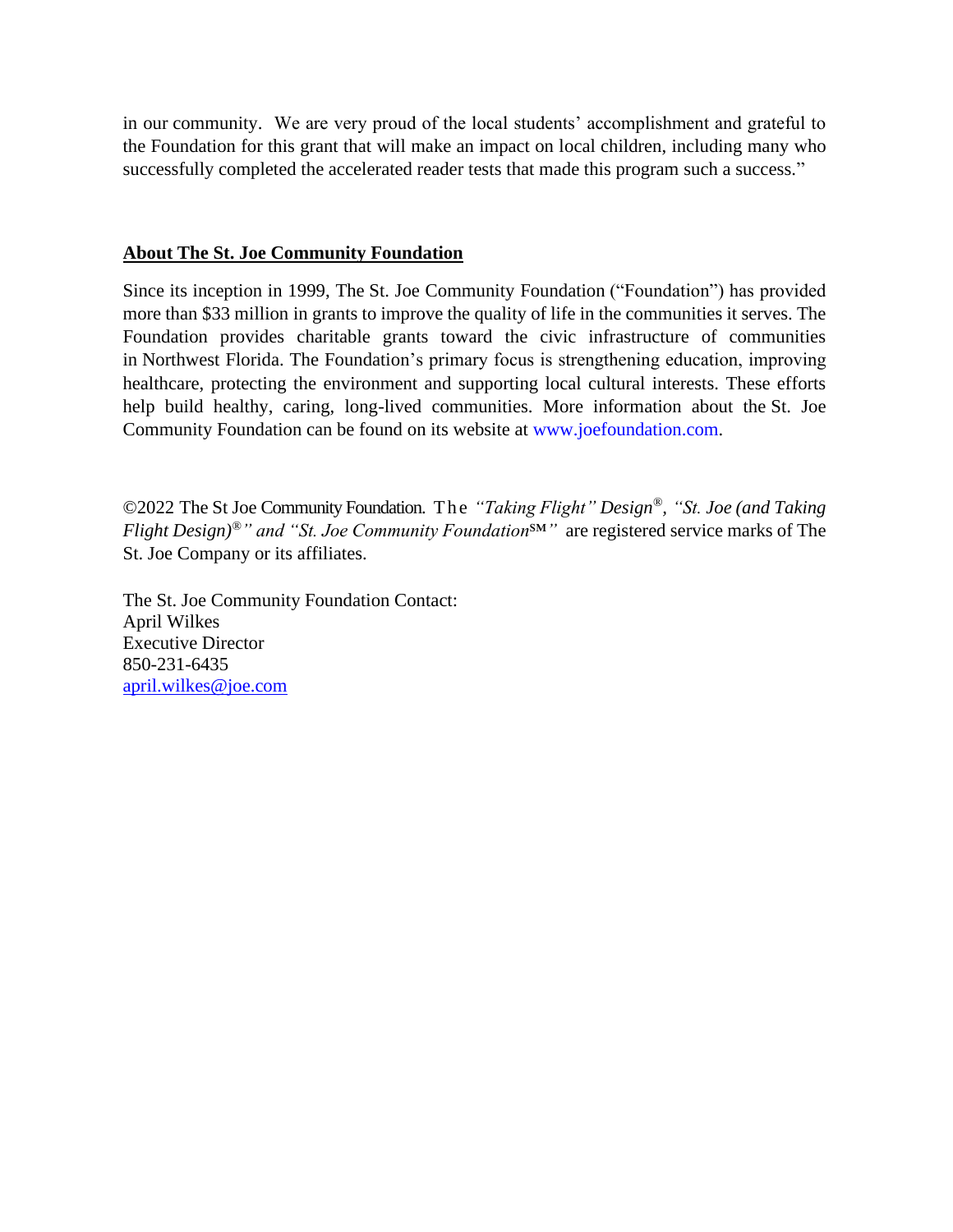in our community. We are very proud of the local students' accomplishment and grateful to the Foundation for this grant that will make an impact on local children, including many who successfully completed the accelerated reader tests that made this program such a success."

**About The St. Joe Community Foundation**

Since its inception in 1999, The St. Joe Community Foundation ("Foundation") has provided more than $33 million in grants to improve the quality of life in the communities it serves. The Foundation provides charitable grants toward the civic infrastructure of communities in Northwest Florida. The Foundation's primary focus is strengthening education, improving healthcare, protecting the environment and supporting local cultural interests. These efforts help build healthy, caring, long-lived communities. More information about the St. Joe Community Foundation can be found on its website at www.joefoundation.com.

©2022 The St Joe Community Foundation. The *"Taking Flight" Design®*, *"St. Joe (and Taking Flight Design)®" and "St. Joe Community Foundation℠"* are registered service marks of The St. Joe Company or its affiliates.

The St. Joe Community Foundation Contact:
April Wilkes
Executive Director
850-231-6435
april.wilkes@joe.com